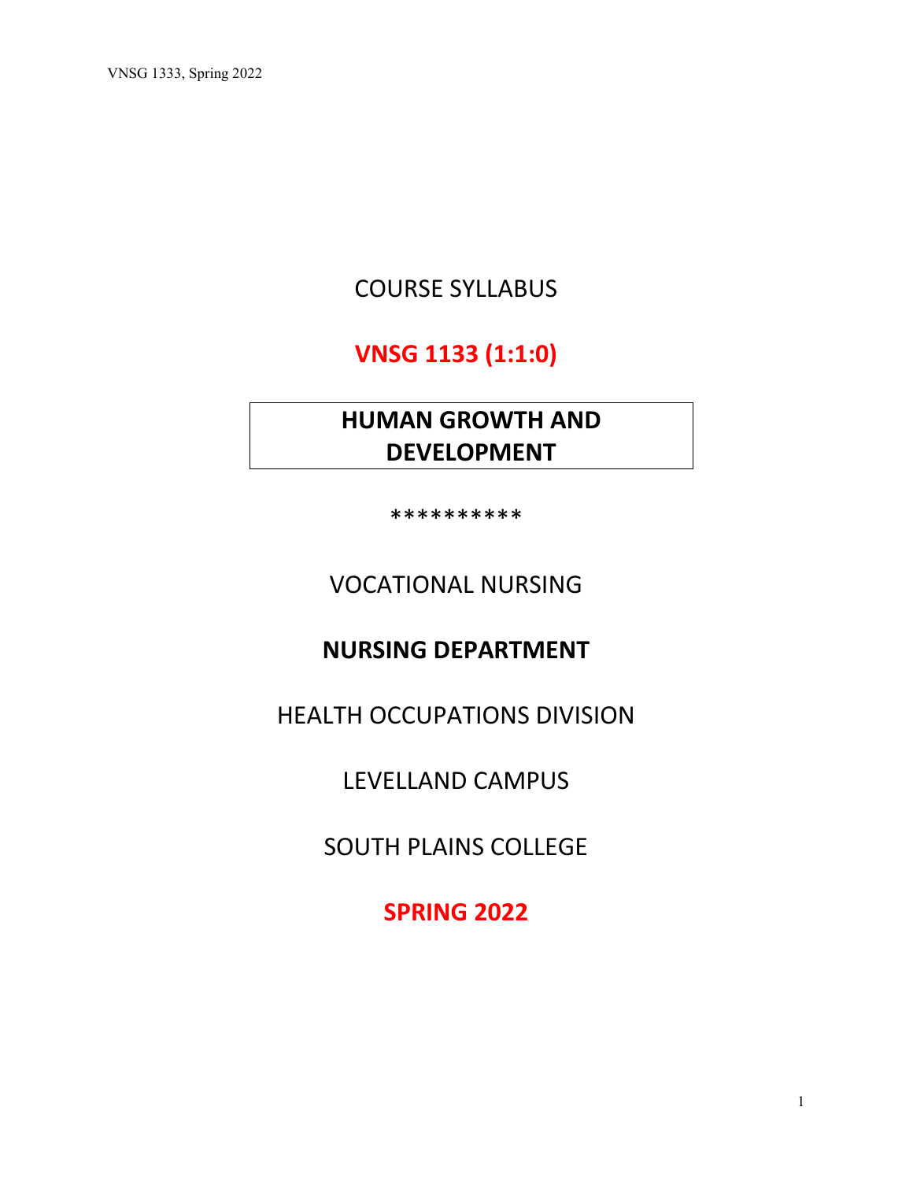# COURSE SYLLABUS

## VNSG 1133 (1:1:0)

## HUMAN GROWTH AND DEVELOPMENT

**********

VOCATIONAL NURSING

**NURSING DEPARTMENT**

HEALTH OCCUPATIONS DIVISION

LEVELLAND CAMPUS

SOUTH PLAINS COLLEGE

**SPRING 2022**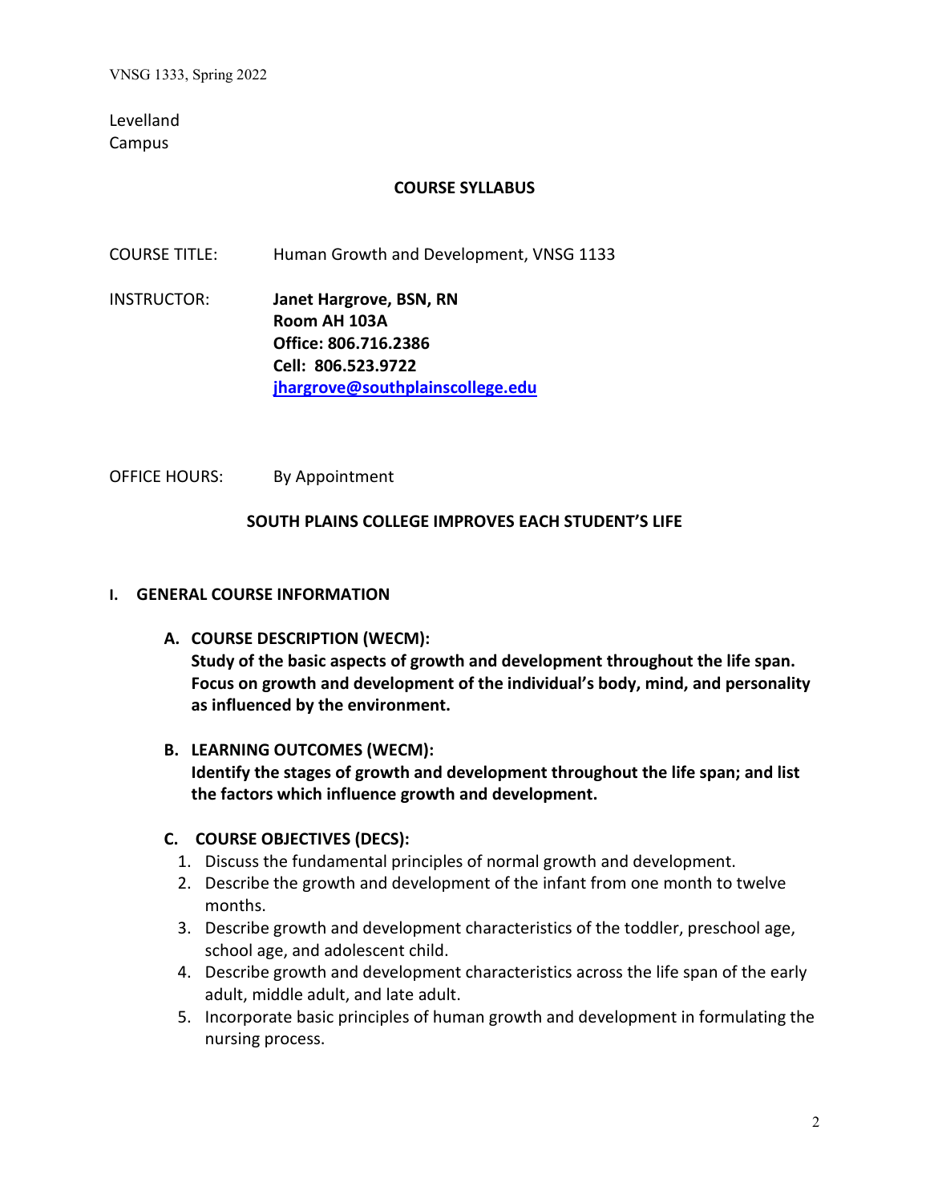Levelland
Campus

## COURSE SYLLABUS

COURSE TITLE: Human Growth and Development, VNSG 1133

INSTRUCTOR: **Janet Hargrove, BSN, RN**
**Room AH 103A**
**Office: 806.716.2386**
**Cell: 806.523.9722**
**jhargrove@southplainscollege.edu**

OFFICE HOURS: By Appointment

**SOUTH PLAINS COLLEGE IMPROVES EACH STUDENT'S LIFE**

## I. GENERAL COURSE INFORMATION

### A. COURSE DESCRIPTION (WECM):

**Study of the basic aspects of growth and development throughout the life span. Focus on growth and development of the individual's body, mind, and personality as influenced by the environment.**

### B. LEARNING OUTCOMES (WECM):

**Identify the stages of growth and development throughout the life span; and list the factors which influence growth and development.**

### C. COURSE OBJECTIVES (DECS):

1. Discuss the fundamental principles of normal growth and development.
2. Describe the growth and development of the infant from one month to twelve months.
3. Describe growth and development characteristics of the toddler, preschool age, school age, and adolescent child.
4. Describe growth and development characteristics across the life span of the early adult, middle adult, and late adult.
5. Incorporate basic principles of human growth and development in formulating the nursing process.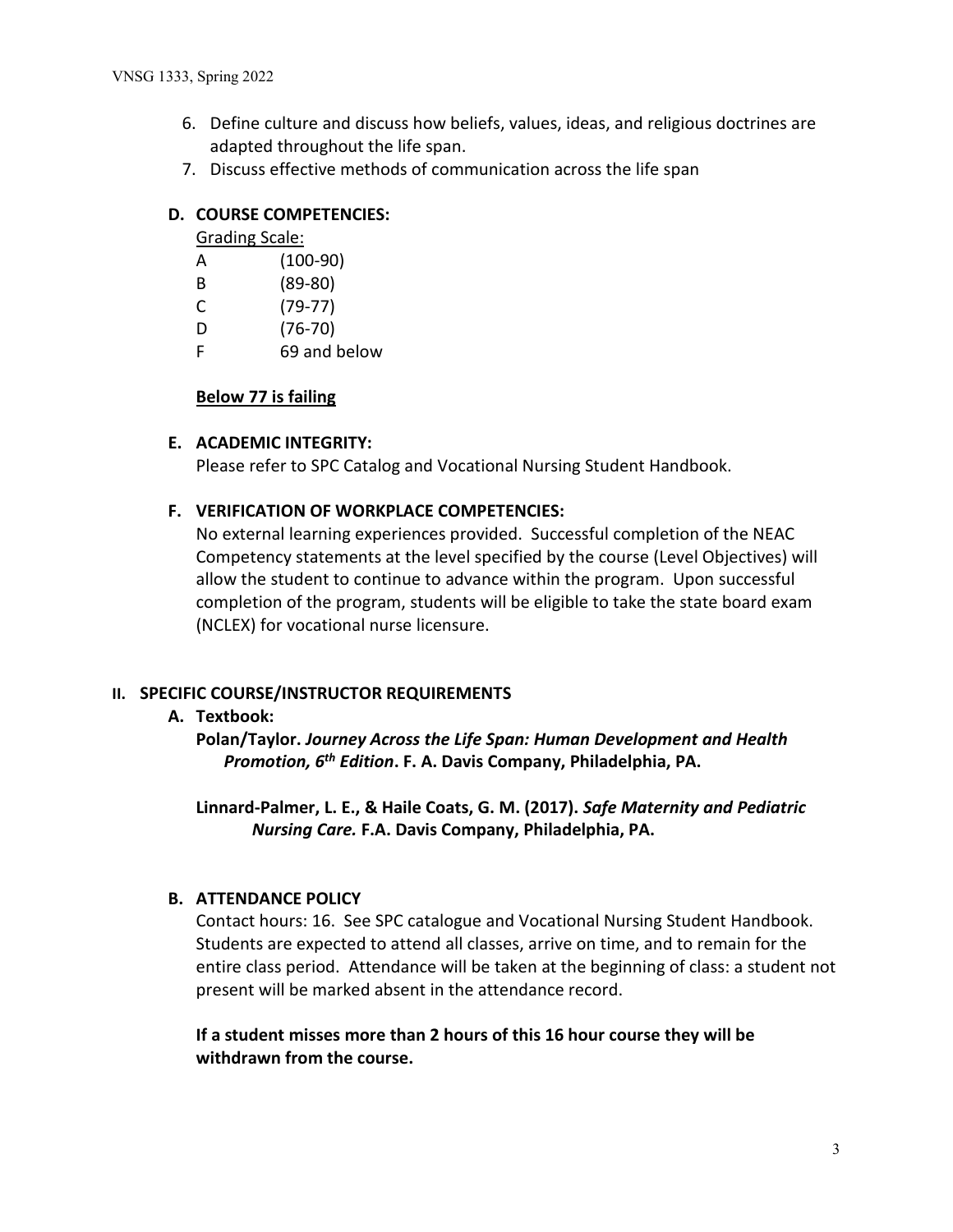6. Define culture and discuss how beliefs, values, ideas, and religious doctrines are adapted throughout the life span.
7. Discuss effective methods of communication across the life span

### D. COURSE COMPETENCIES:

Grading Scale:

| Grade | Range |
|---|---|
| A | (100-90) |
| B | (89-80) |
| C | (79-77) |
| D | (76-70) |
| F | 69 and below |

**Below 77 is failing**

### E. ACADEMIC INTEGRITY:

Please refer to SPC Catalog and Vocational Nursing Student Handbook.

### F. VERIFICATION OF WORKPLACE COMPETENCIES:

No external learning experiences provided. Successful completion of the NEAC Competency statements at the level specified by the course (Level Objectives) will allow the student to continue to advance within the program. Upon successful completion of the program, students will be eligible to take the state board exam (NCLEX) for vocational nurse licensure.

## II. SPECIFIC COURSE/INSTRUCTOR REQUIREMENTS

### A. Textbook:

**Polan/Taylor. *Journey Across the Life Span: Human Development and Health Promotion, 6th Edition*. F. A. Davis Company, Philadelphia, PA.**

**Linnard-Palmer, L. E., & Haile Coats, G. M. (2017). *Safe Maternity and Pediatric Nursing Care.* F.A. Davis Company, Philadelphia, PA.**

### B. ATTENDANCE POLICY

Contact hours: 16. See SPC catalogue and Vocational Nursing Student Handbook. Students are expected to attend all classes, arrive on time, and to remain for the entire class period. Attendance will be taken at the beginning of class: a student not present will be marked absent in the attendance record.

**If a student misses more than 2 hours of this 16 hour course they will be withdrawn from the course.**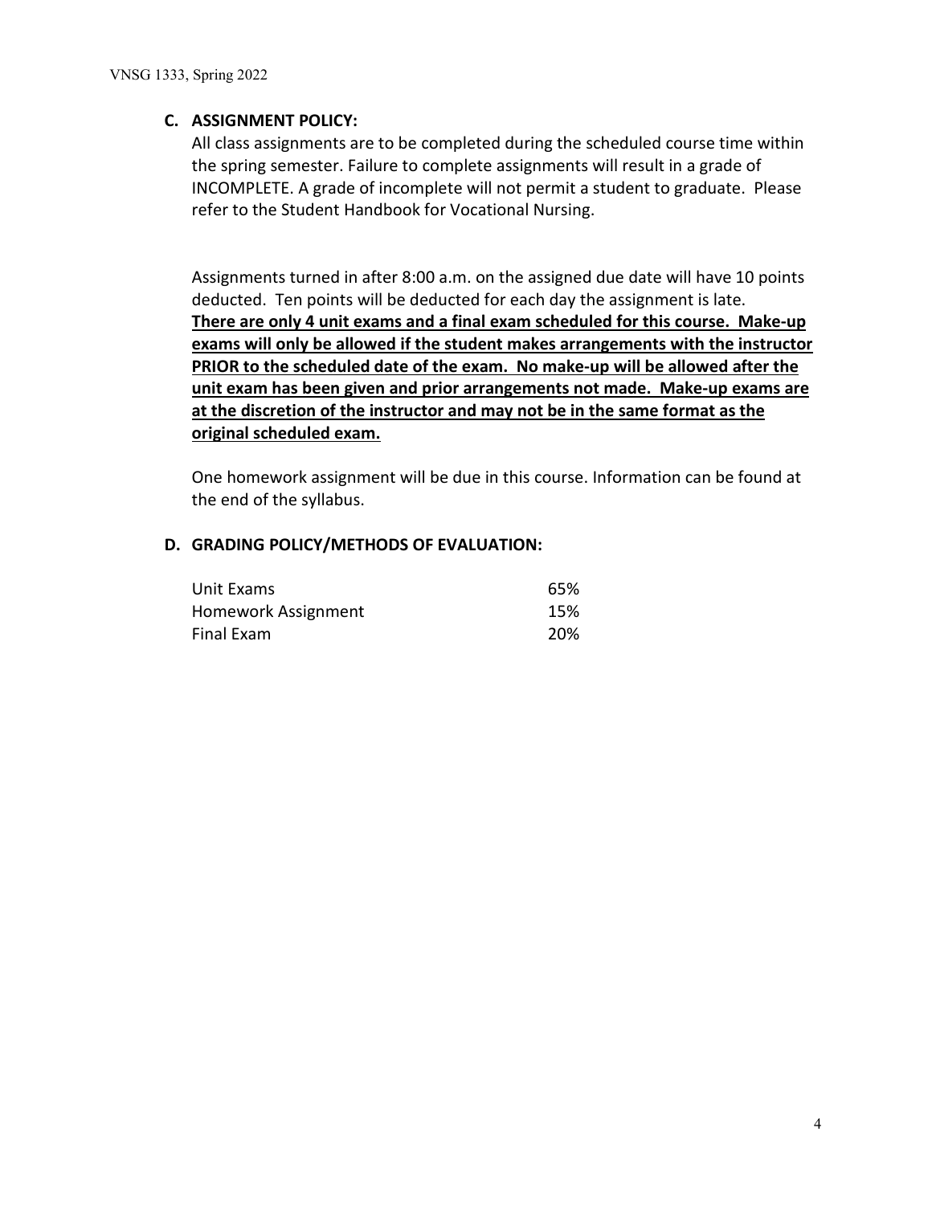### C. ASSIGNMENT POLICY:

All class assignments are to be completed during the scheduled course time within the spring semester. Failure to complete assignments will result in a grade of INCOMPLETE. A grade of incomplete will not permit a student to graduate. Please refer to the Student Handbook for Vocational Nursing.

Assignments turned in after 8:00 a.m. on the assigned due date will have 10 points deducted. Ten points will be deducted for each day the assignment is late.
**<u>There are only 4 unit exams and a final exam scheduled for this course. Make-up exams will only be allowed if the student makes arrangements with the instructor PRIOR to the scheduled date of the exam. No make-up will be allowed after the unit exam has been given and prior arrangements not made. Make-up exams are at the discretion of the instructor and may not be in the same format as the original scheduled exam.</u>**

One homework assignment will be due in this course. Information can be found at the end of the syllabus.

### D. GRADING POLICY/METHODS OF EVALUATION:

| | |
|---|---|
| Unit Exams | 65% |
| Homework Assignment | 15% |
| Final Exam | 20% |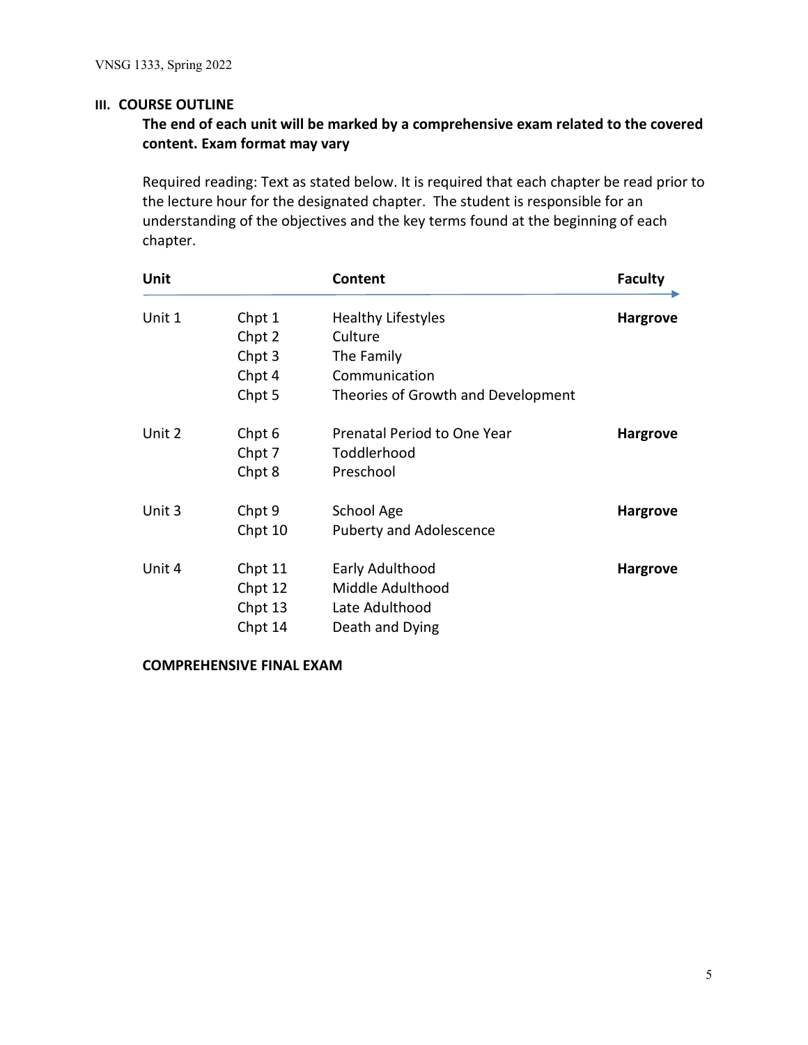## III. COURSE OUTLINE

**The end of each unit will be marked by a comprehensive exam related to the covered content. Exam format may vary**

Required reading: Text as stated below. It is required that each chapter be read prior to the lecture hour for the designated chapter. The student is responsible for an understanding of the objectives and the key terms found at the beginning of each chapter.

| Unit | | Content | Faculty |
|---|---|---|---|
| Unit 1 | Chpt 1 | Healthy Lifestyles | **Hargrove** |
| | Chpt 2 | Culture | |
| | Chpt 3 | The Family | |
| | Chpt 4 | Communication | |
| | Chpt 5 | Theories of Growth and Development | |
| Unit 2 | Chpt 6 | Prenatal Period to One Year | **Hargrove** |
| | Chpt 7 | Toddlerhood | |
| | Chpt 8 | Preschool | |
| Unit 3 | Chpt 9 | School Age | **Hargrove** |
| | Chpt 10 | Puberty and Adolescence | |
| Unit 4 | Chpt 11 | Early Adulthood | **Hargrove** |
| | Chpt 12 | Middle Adulthood | |
| | Chpt 13 | Late Adulthood | |
| | Chpt 14 | Death and Dying | |

**COMPREHENSIVE FINAL EXAM**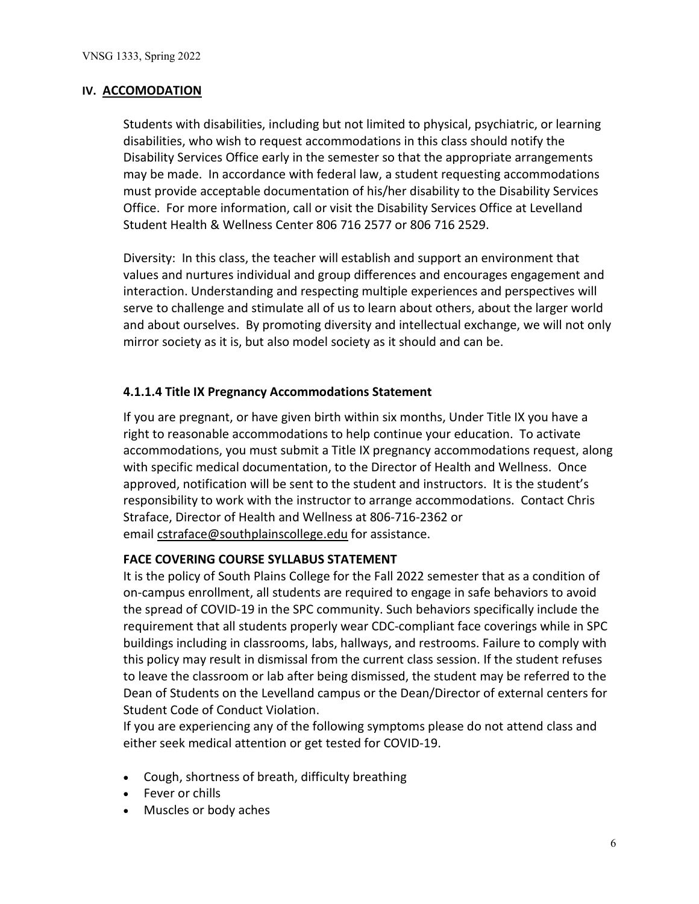## IV. ACCOMODATION

Students with disabilities, including but not limited to physical, psychiatric, or learning disabilities, who wish to request accommodations in this class should notify the Disability Services Office early in the semester so that the appropriate arrangements may be made. In accordance with federal law, a student requesting accommodations must provide acceptable documentation of his/her disability to the Disability Services Office. For more information, call or visit the Disability Services Office at Levelland Student Health & Wellness Center 806 716 2577 or 806 716 2529.

Diversity: In this class, the teacher will establish and support an environment that values and nurtures individual and group differences and encourages engagement and interaction. Understanding and respecting multiple experiences and perspectives will serve to challenge and stimulate all of us to learn about others, about the larger world and about ourselves. By promoting diversity and intellectual exchange, we will not only mirror society as it is, but also model society as it should and can be.

### 4.1.1.4 Title IX Pregnancy Accommodations Statement

If you are pregnant, or have given birth within six months, Under Title IX you have a right to reasonable accommodations to help continue your education. To activate accommodations, you must submit a Title IX pregnancy accommodations request, along with specific medical documentation, to the Director of Health and Wellness. Once approved, notification will be sent to the student and instructors. It is the student's responsibility to work with the instructor to arrange accommodations. Contact Chris Straface, Director of Health and Wellness at 806-716-2362 or email cstraface@southplainscollege.edu for assistance.

### FACE COVERING COURSE SYLLABUS STATEMENT

It is the policy of South Plains College for the Fall 2022 semester that as a condition of on-campus enrollment, all students are required to engage in safe behaviors to avoid the spread of COVID-19 in the SPC community. Such behaviors specifically include the requirement that all students properly wear CDC-compliant face coverings while in SPC buildings including in classrooms, labs, hallways, and restrooms. Failure to comply with this policy may result in dismissal from the current class session. If the student refuses to leave the classroom or lab after being dismissed, the student may be referred to the Dean of Students on the Levelland campus or the Dean/Director of external centers for Student Code of Conduct Violation.

If you are experiencing any of the following symptoms please do not attend class and either seek medical attention or get tested for COVID-19.

- Cough, shortness of breath, difficulty breathing
- Fever or chills
- Muscles or body aches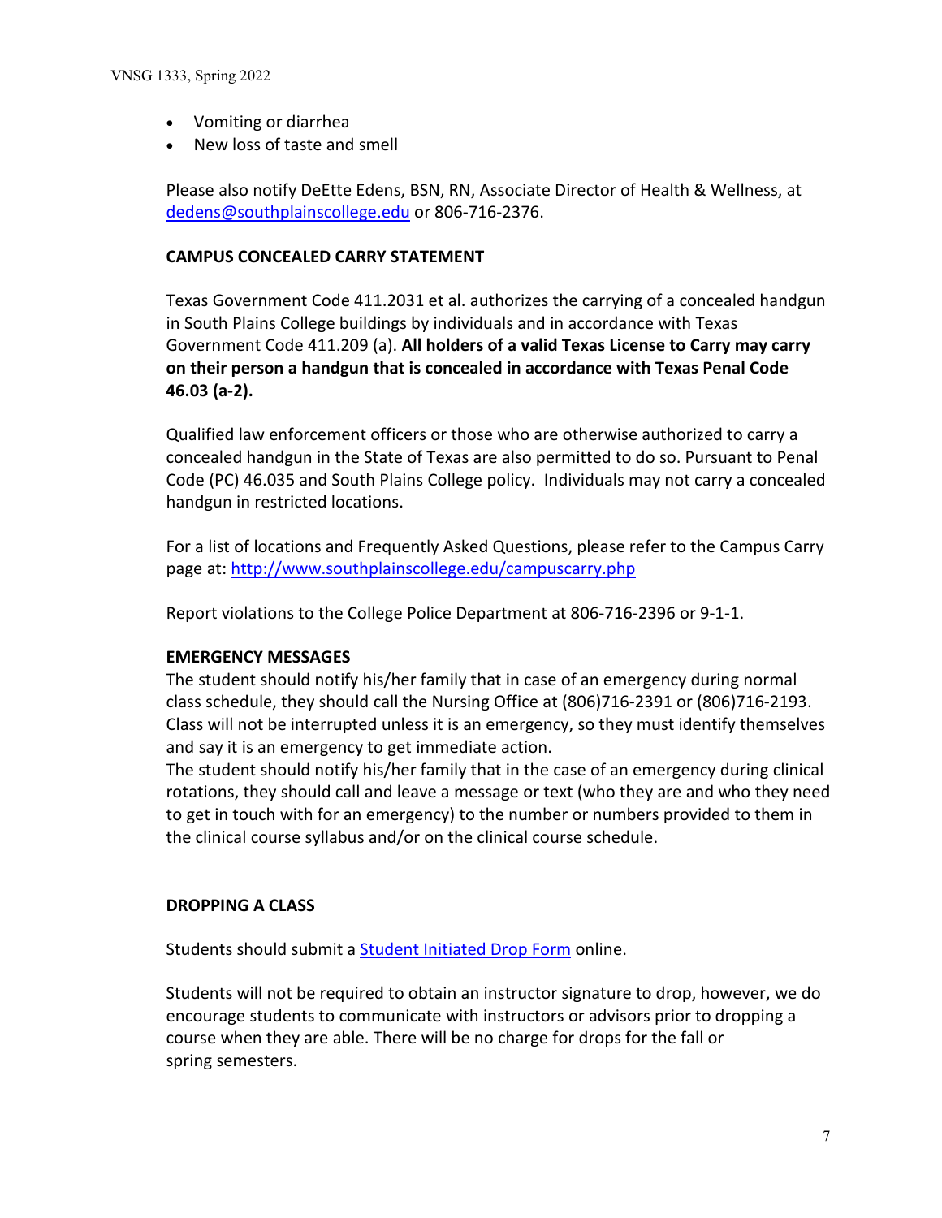- Vomiting or diarrhea
- New loss of taste and smell

Please also notify DeEtte Edens, BSN, RN, Associate Director of Health & Wellness, at [dedens@southplainscollege.edu](mailto:dedens@southplainscollege.edu) or 806-716-2376.

**CAMPUS CONCEALED CARRY STATEMENT**

Texas Government Code 411.2031 et al. authorizes the carrying of a concealed handgun in South Plains College buildings by individuals and in accordance with Texas Government Code 411.209 (a). **All holders of a valid Texas License to Carry may carry on their person a handgun that is concealed in accordance with Texas Penal Code 46.03 (a-2).**

Qualified law enforcement officers or those who are otherwise authorized to carry a concealed handgun in the State of Texas are also permitted to do so. Pursuant to Penal Code (PC) 46.035 and South Plains College policy. Individuals may not carry a concealed handgun in restricted locations.

For a list of locations and Frequently Asked Questions, please refer to the Campus Carry page at: [http://www.southplainscollege.edu/campuscarry.php](http://www.southplainscollege.edu/campuscarry.php)

Report violations to the College Police Department at 806-716-2396 or 9-1-1.

**EMERGENCY MESSAGES**

The student should notify his/her family that in case of an emergency during normal class schedule, they should call the Nursing Office at (806)716-2391 or (806)716-2193. Class will not be interrupted unless it is an emergency, so they must identify themselves and say it is an emergency to get immediate action.

The student should notify his/her family that in the case of an emergency during clinical rotations, they should call and leave a message or text (who they are and who they need to get in touch with for an emergency) to the number or numbers provided to them in the clinical course syllabus and/or on the clinical course schedule.

**DROPPING A CLASS**

Students should submit a Student Initiated Drop Form online.

Students will not be required to obtain an instructor signature to drop, however, we do encourage students to communicate with instructors or advisors prior to dropping a course when they are able. There will be no charge for drops for the fall or spring semesters.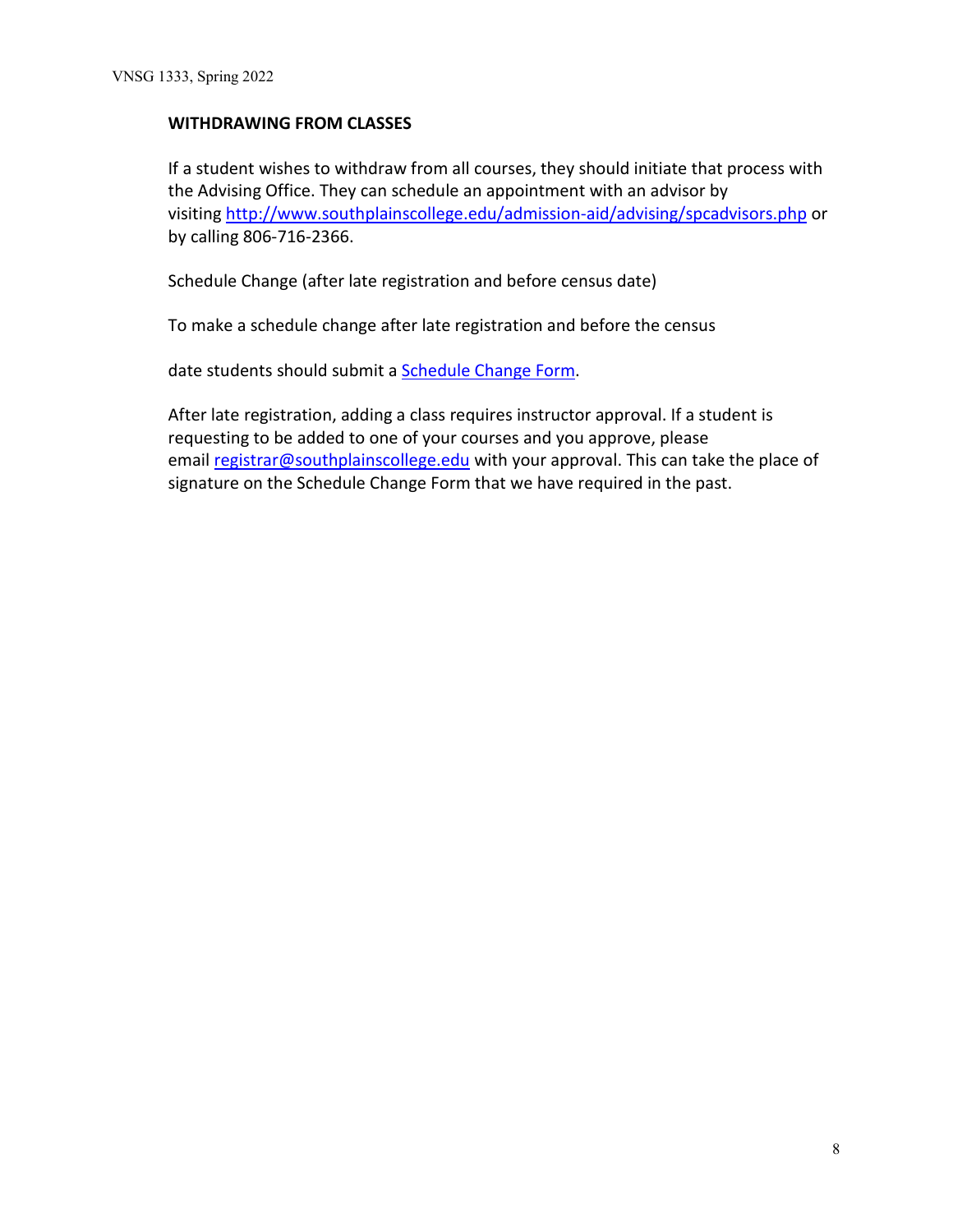## WITHDRAWING FROM CLASSES

If a student wishes to withdraw from all courses, they should initiate that process with the Advising Office. They can schedule an appointment with an advisor by visiting http://www.southplainscollege.edu/admission-aid/advising/spcadvisors.php or by calling 806-716-2366.

Schedule Change (after late registration and before census date)

To make a schedule change after late registration and before the census

date students should submit a Schedule Change Form.

After late registration, adding a class requires instructor approval. If a student is requesting to be added to one of your courses and you approve, please email registrar@southplainscollege.edu with your approval. This can take the place of signature on the Schedule Change Form that we have required in the past.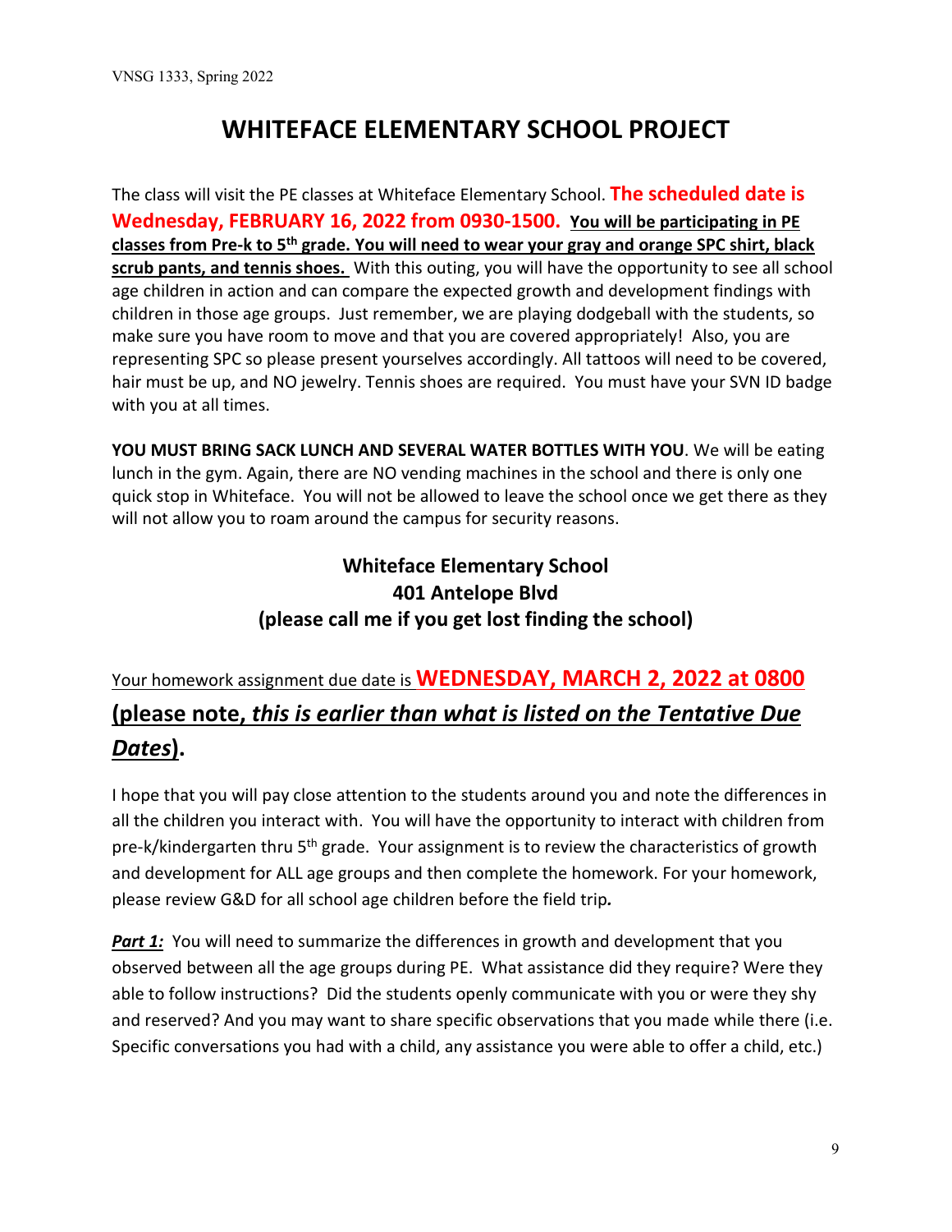# WHITEFACE ELEMENTARY SCHOOL PROJECT

The class will visit the PE classes at Whiteface Elementary School. **The scheduled date is Wednesday, FEBRUARY 16, 2022 from 0930-1500.** **You will be participating in PE classes from Pre-k to 5th grade. You will need to wear your gray and orange SPC shirt, black scrub pants, and tennis shoes.** With this outing, you will have the opportunity to see all school age children in action and can compare the expected growth and development findings with children in those age groups. Just remember, we are playing dodgeball with the students, so make sure you have room to move and that you are covered appropriately! Also, you are representing SPC so please present yourselves accordingly. All tattoos will need to be covered, hair must be up, and NO jewelry. Tennis shoes are required. You must have your SVN ID badge with you at all times.

**YOU MUST BRING SACK LUNCH AND SEVERAL WATER BOTTLES WITH YOU**. We will be eating lunch in the gym. Again, there are NO vending machines in the school and there is only one quick stop in Whiteface. You will not be allowed to leave the school once we get there as they will not allow you to roam around the campus for security reasons.

**Whiteface Elementary School**
**401 Antelope Blvd**
**(please call me if you get lost finding the school)**

Your homework assignment due date is **WEDNESDAY, MARCH 2, 2022 at 0800** **(please note, *this is earlier than what is listed on the Tentative Due Dates*).**

I hope that you will pay close attention to the students around you and note the differences in all the children you interact with. You will have the opportunity to interact with children from pre-k/kindergarten thru 5th grade. Your assignment is to review the characteristics of growth and development for ALL age groups and then complete the homework. For your homework, please review G&D for all school age children before the field trip*.*

***Part 1:*** You will need to summarize the differences in growth and development that you observed between all the age groups during PE. What assistance did they require? Were they able to follow instructions? Did the students openly communicate with you or were they shy and reserved? And you may want to share specific observations that you made while there (i.e. Specific conversations you had with a child, any assistance you were able to offer a child, etc.)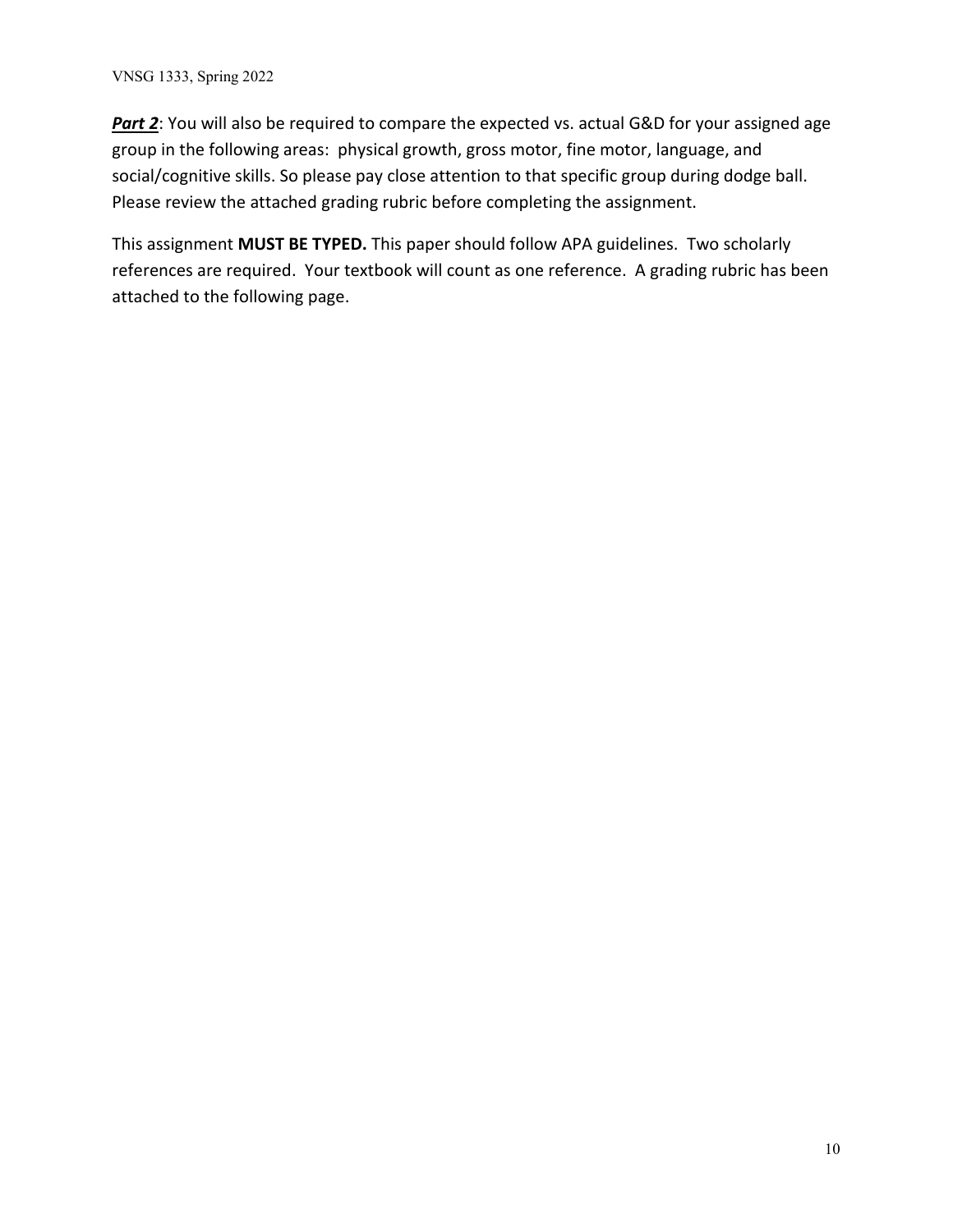***Part 2***: You will also be required to compare the expected vs. actual G&D for your assigned age group in the following areas: physical growth, gross motor, fine motor, language, and social/cognitive skills. So please pay close attention to that specific group during dodge ball. Please review the attached grading rubric before completing the assignment.

This assignment **MUST BE TYPED.** This paper should follow APA guidelines. Two scholarly references are required. Your textbook will count as one reference. A grading rubric has been attached to the following page.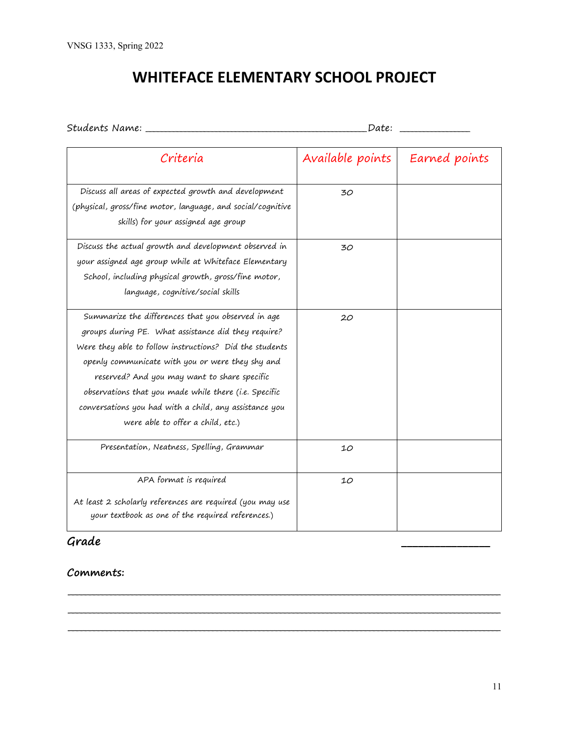# WHITEFACE ELEMENTARY SCHOOL PROJECT

Students Name: ___________________________________________Date: _____________

| Criteria | Available points | Earned points |
|---|---|---|
| Discuss all areas of expected growth and development (physical, gross/fine motor, language, and social/cognitive skills) for your assigned age group | 30 | |
| Discuss the actual growth and development observed in your assigned age group while at Whiteface Elementary School, including physical growth, gross/fine motor, language, cognitive/social skills | 30 | |
| Summarize the differences that you observed in age groups during PE. What assistance did they require? Were they able to follow instructions? Did the students openly communicate with you or were they shy and reserved? And you may want to share specific observations that you made while there (i.e. Specific conversations you had with a child, any assistance you were able to offer a child, etc.) | 20 | |
| Presentation, Neatness, Spelling, Grammar | 10 | |
| APA format is required<br><br>At least 2 scholarly references are required (you may use your textbook as one of the required references.) | 10 | |

**Grade** _______________

**Comments:**

_____________________________________________________________________________________

_____________________________________________________________________________________

_____________________________________________________________________________________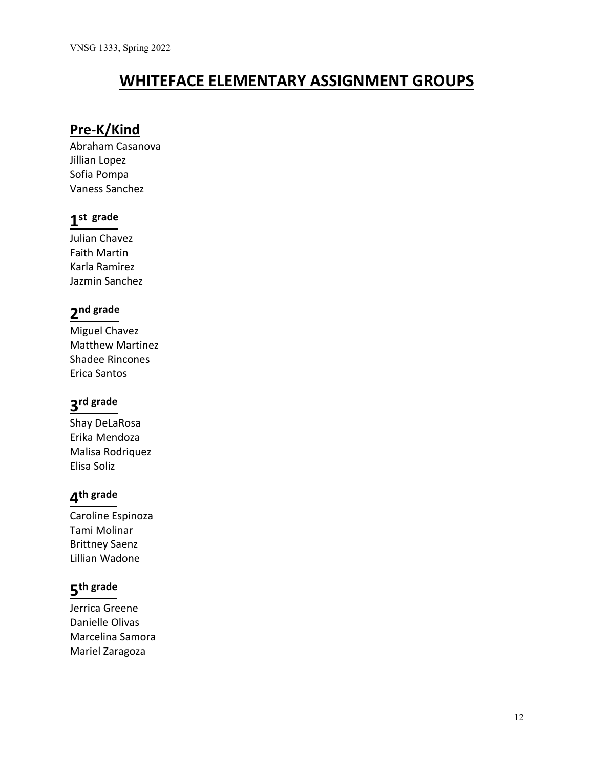# WHITEFACE ELEMENTARY ASSIGNMENT GROUPS

## Pre-K/Kind

Abraham Casanova
Jillian Lopez
Sofia Pompa
Vaness Sanchez

## 1st grade

Julian Chavez
Faith Martin
Karla Ramirez
Jazmin Sanchez

## 2nd grade

Miguel Chavez
Matthew Martinez
Shadee Rincones
Erica Santos

## 3rd grade

Shay DeLaRosa
Erika Mendoza
Malisa Rodriquez
Elisa Soliz

## 4th grade

Caroline Espinoza
Tami Molinar
Brittney Saenz
Lillian Wadone

## 5th grade

Jerrica Greene
Danielle Olivas
Marcelina Samora
Mariel Zaragoza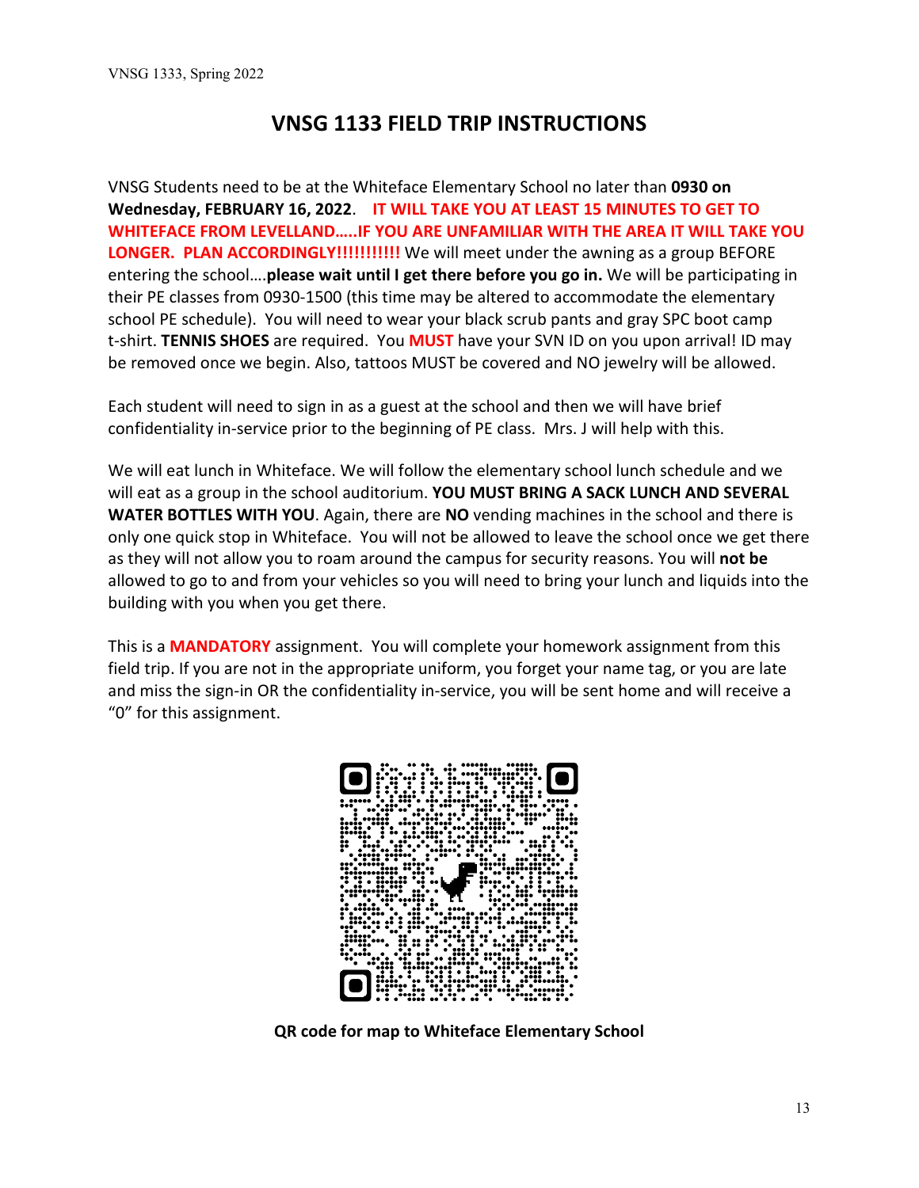## VNSG 1133 FIELD TRIP INSTRUCTIONS

VNSG Students need to be at the Whiteface Elementary School no later than **0930 on Wednesday, FEBRUARY 16, 2022**. **IT WILL TAKE YOU AT LEAST 15 MINUTES TO GET TO WHITEFACE FROM LEVELLAND…..IF YOU ARE UNFAMILIAR WITH THE AREA IT WILL TAKE YOU LONGER. PLAN ACCORDINGLY!!!!!!!!!!!** We will meet under the awning as a group BEFORE entering the school….**please wait until I get there before you go in.** We will be participating in their PE classes from 0930-1500 (this time may be altered to accommodate the elementary school PE schedule). You will need to wear your black scrub pants and gray SPC boot camp t-shirt. **TENNIS SHOES** are required. You **MUST** have your SVN ID on you upon arrival! ID may be removed once we begin. Also, tattoos MUST be covered and NO jewelry will be allowed.

Each student will need to sign in as a guest at the school and then we will have brief confidentiality in-service prior to the beginning of PE class. Mrs. J will help with this.

We will eat lunch in Whiteface. We will follow the elementary school lunch schedule and we will eat as a group in the school auditorium. **YOU MUST BRING A SACK LUNCH AND SEVERAL WATER BOTTLES WITH YOU**. Again, there are **NO** vending machines in the school and there is only one quick stop in Whiteface. You will not be allowed to leave the school once we get there as they will not allow you to roam around the campus for security reasons. You will **not be** allowed to go to and from your vehicles so you will need to bring your lunch and liquids into the building with you when you get there.

This is a **MANDATORY** assignment. You will complete your homework assignment from this field trip. If you are not in the appropriate uniform, you forget your name tag, or you are late and miss the sign-in OR the confidentiality in-service, you will be sent home and will receive a "0" for this assignment.

**QR code for map to Whiteface Elementary School**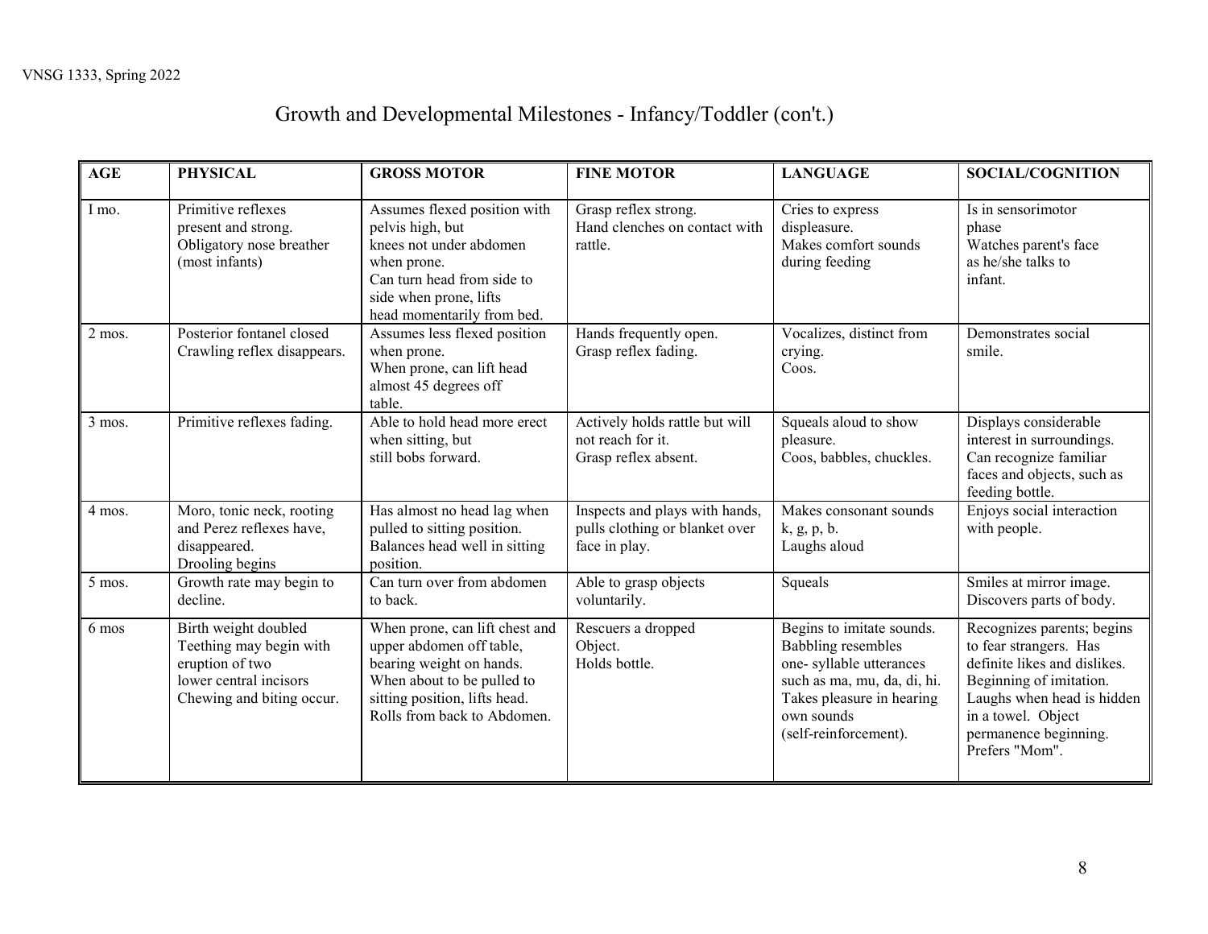# Growth and Developmental Milestones - Infancy/Toddler (con't.)

| AGE | PHYSICAL | GROSS MOTOR | FINE MOTOR | LANGUAGE | SOCIAL/COGNITION |
|---|---|---|---|---|---|
| I mo. | Primitive reflexes present and strong. Obligatory nose breather (most infants) | Assumes flexed position with pelvis high, but knees not under abdomen when prone. Can turn head from side to side when prone, lifts head momentarily from bed. | Grasp reflex strong. Hand clenches on contact with rattle. | Cries to express displeasure. Makes comfort sounds during feeding | Is in sensorimotor phase Watches parent's face as he/she talks to infant. |
| 2 mos. | Posterior fontanel closed Crawling reflex disappears. | Assumes less flexed position when prone. When prone, can lift head almost 45 degrees off table. | Hands frequently open. Grasp reflex fading. | Vocalizes, distinct from crying. Coos. | Demonstrates social smile. |
| 3 mos. | Primitive reflexes fading. | Able to hold head more erect when sitting, but still bobs forward. | Actively holds rattle but will not reach for it. Grasp reflex absent. | Squeals aloud to show pleasure. Coos, babbles, chuckles. | Displays considerable interest in surroundings. Can recognize familiar faces and objects, such as feeding bottle. |
| 4 mos. | Moro, tonic neck, rooting and Perez reflexes have, disappeared. Drooling begins | Has almost no head lag when pulled to sitting position. Balances head well in sitting position. | Inspects and plays with hands, pulls clothing or blanket over face in play. | Makes consonant sounds k, g, p, b. Laughs aloud | Enjoys social interaction with people. |
| 5 mos. | Growth rate may begin to decline. | Can turn over from abdomen to back. | Able to grasp objects voluntarily. | Squeals | Smiles at mirror image. Discovers parts of body. |
| 6 mos | Birth weight doubled Teething may begin with eruption of two lower central incisors Chewing and biting occur. | When prone, can lift chest and upper abdomen off table, bearing weight on hands. When about to be pulled to sitting position, lifts head. Rolls from back to Abdomen. | Rescuers a dropped Object. Holds bottle. | Begins to imitate sounds. Babbling resembles one- syllable utterances such as ma, mu, da, di, hi. Takes pleasure in hearing own sounds (self-reinforcement). | Recognizes parents; begins to fear strangers. Has definite likes and dislikes. Beginning of imitation. Laughs when head is hidden in a towel. Object permanence beginning. Prefers "Mom". |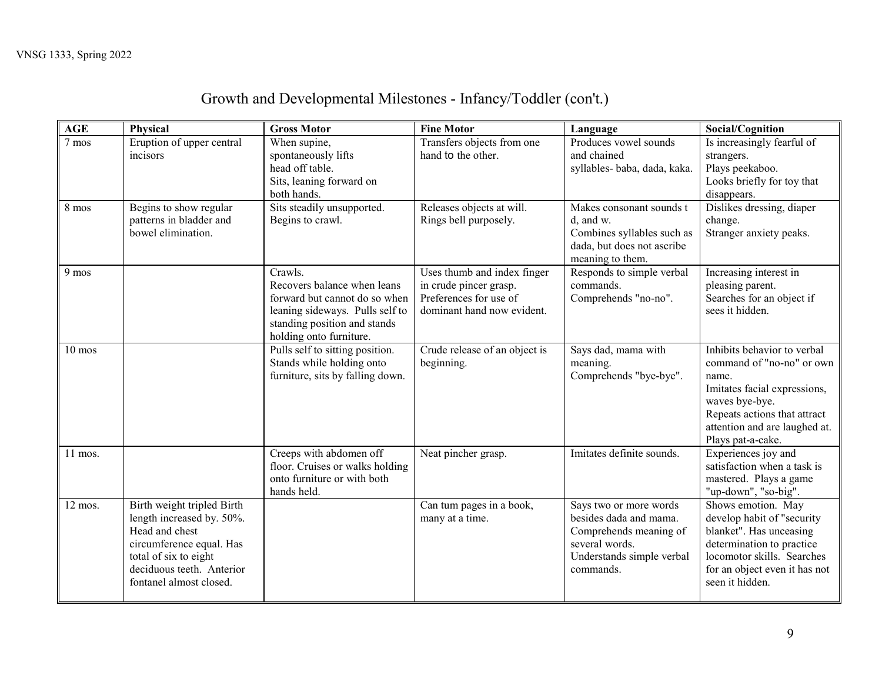# Growth and Developmental Milestones - Infancy/Toddler (con't.)

| AGE | Physical | Gross Motor | Fine Motor | Language | Social/Cognition |
|---|---|---|---|---|---|
| 7 mos | Eruption of upper central incisors | When supine, spontaneously lifts head off table. Sits, leaning forward on both hands. | Transfers objects from one hand to the other. | Produces vowel sounds and chained syllables- baba, dada, kaka. | Is increasingly fearful of strangers. Plays peekaboo. Looks briefly for toy that disappears. |
| 8 mos | Begins to show regular patterns in bladder and bowel elimination. | Sits steadily unsupported. Begins to crawl. | Releases objects at will. Rings bell purposely. | Makes consonant sounds t d, and w. Combines syllables such as dada, but does not ascribe meaning to them. | Dislikes dressing, diaper change. Stranger anxiety peaks. |
| 9 mos | | Crawls. Recovers balance when leans forward but cannot do so when leaning sideways. Pulls self to standing position and stands holding onto furniture. | Uses thumb and index finger in crude pincer grasp. Preferences for use of dominant hand now evident. | Responds to simple verbal commands. Comprehends "no-no". | Increasing interest in pleasing parent. Searches for an object if sees it hidden. |
| 10 mos | | Pulls self to sitting position. Stands while holding onto furniture, sits by falling down. | Crude release of an object is beginning. | Says dad, mama with meaning. Comprehends "bye-bye". | Inhibits behavior to verbal command of "no-no" or own name. Imitates facial expressions, waves bye-bye. Repeats actions that attract attention and are laughed at. Plays pat-a-cake. |
| 11 mos. | | Creeps with abdomen off floor. Cruises or walks holding onto furniture or with both hands held. | Neat pincher grasp. | Imitates definite sounds. | Experiences joy and satisfaction when a task is mastered. Plays a game "up-down", "so-big". |
| 12 mos. | Birth weight tripled Birth length increased by. 50%. Head and chest circumference equal. Has total of six to eight deciduous teeth. Anterior fontanel almost closed. | | Can tum pages in a book, many at a time. | Says two or more words besides dada and mama. Comprehends meaning of several words. Understands simple verbal commands. | Shows emotion. May develop habit of "security blanket". Has unceasing determination to practice locomotor skills. Searches for an object even it has not seen it hidden. |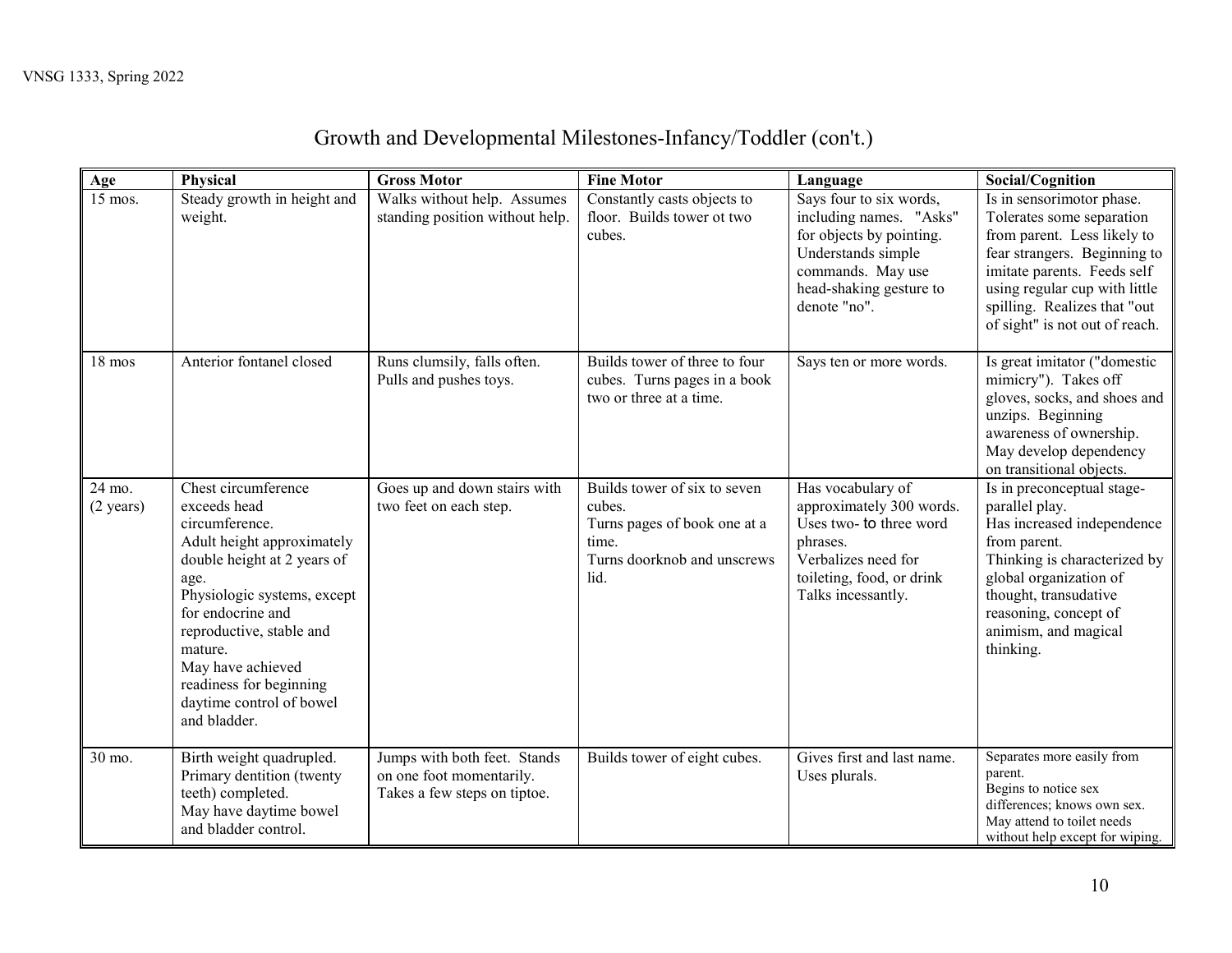# Growth and Developmental Milestones-Infancy/Toddler (con't.)

| Age | Physical | Gross Motor | Fine Motor | Language | Social/Cognition |
|---|---|---|---|---|---|
| 15 mos. | Steady growth in height and weight. | Walks without help. Assumes standing position without help. | Constantly casts objects to floor. Builds tower ot two cubes. | Says four to six words, including names. "Asks" for objects by pointing. Understands simple commands. May use head-shaking gesture to denote "no". | Is in sensorimotor phase. Tolerates some separation from parent. Less likely to fear strangers. Beginning to imitate parents. Feeds self using regular cup with little spilling. Realizes that "out of sight" is not out of reach. |
| 18 mos | Anterior fontanel closed | Runs clumsily, falls often. Pulls and pushes toys. | Builds tower of three to four cubes. Turns pages in a book two or three at a time. | Says ten or more words. | Is great imitator ("domestic mimicry"). Takes off gloves, socks, and shoes and unzips. Beginning awareness of ownership. May develop dependency on transitional objects. |
| 24 mo. (2 years) | Chest circumference exceeds head circumference.<br>Adult height approximately double height at 2 years of age.<br>Physiologic systems, except for endocrine and reproductive, stable and mature.<br>May have achieved readiness for beginning daytime control of bowel and bladder. | Goes up and down stairs with two feet on each step. | Builds tower of six to seven cubes.<br>Turns pages of book one at a time.<br>Turns doorknob and unscrews lid. | Has vocabulary of approximately 300 words.<br>Uses two- to three word phrases.<br>Verbalizes need for toileting, food, or drink<br>Talks incessantly. | Is in preconceptual stage-parallel play.<br>Has increased independence from parent.<br>Thinking is characterized by global organization of thought, transudative reasoning, concept of animism, and magical thinking. |
| 30 mo. | Birth weight quadrupled.<br>Primary dentition (twenty teeth) completed.<br>May have daytime bowel and bladder control. | Jumps with both feet. Stands on one foot momentarily. Takes a few steps on tiptoe. | Builds tower of eight cubes. | Gives first and last name. Uses plurals. | Separates more easily from parent.<br>Begins to notice sex differences; knows own sex.<br>May attend to toilet needs without help except for wiping. |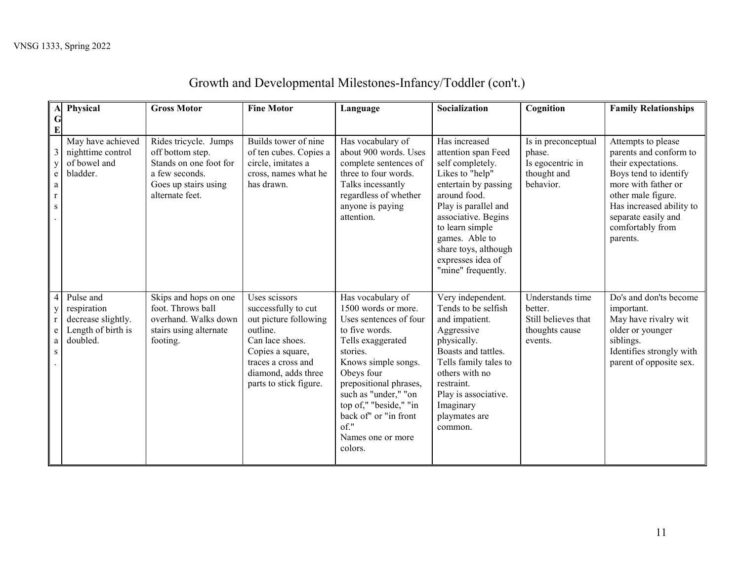# Growth and Developmental Milestones-Infancy/Toddler (con't.)

| AGE | Physical | Gross Motor | Fine Motor | Language | Socialization | Cognition | Family Relationships |
|---|---|---|---|---|---|---|---|
| 3 years. | May have achieved nighttime control of bowel and bladder. | Rides tricycle. Jumps off bottom step. Stands on one foot for a few seconds. Goes up stairs using alternate feet. | Builds tower of nine of ten cubes. Copies a circle, imitates a cross, names what he has drawn. | Has vocabulary of about 900 words. Uses complete sentences of three to four words. Talks incessantly regardless of whether anyone is paying attention. | Has increased attention span Feed self completely. Likes to "help" entertain by passing around food. Play is parallel and associative. Begins to learn simple games. Able to share toys, although expresses idea of "mine" frequently. | Is in preconceptual phase. Is egocentric in thought and behavior. | Attempts to please parents and conform to their expectations. Boys tend to identify more with father or other male figure. Has increased ability to separate easily and comfortably from parents. |
| 4 yreas. | Pulse and respiration decrease slightly. Length of birth is doubled. | Skips and hops on one foot. Throws ball overhand. Walks down stairs using alternate footing. | Uses scissors successfully to cut out picture following outline. Can lace shoes. Copies a square, traces a cross and diamond, adds three parts to stick figure. | Has vocabulary of 1500 words or more. Uses sentences of four to five words. Tells exaggerated stories. Knows simple songs. Obeys four prepositional phrases, such as "under," "on top of," "beside," "in back of" or "in front of." Names one or more colors. | Very independent. Tends to be selfish and impatient. Aggressive physically. Boasts and tattles. Tells family tales to others with no restraint. Play is associative. Imaginary playmates are common. | Understands time better. Still believes that thoughts cause events. | Do's and don'ts become important. May have rivalry wit older or younger siblings. Identifies strongly with parent of opposite sex. |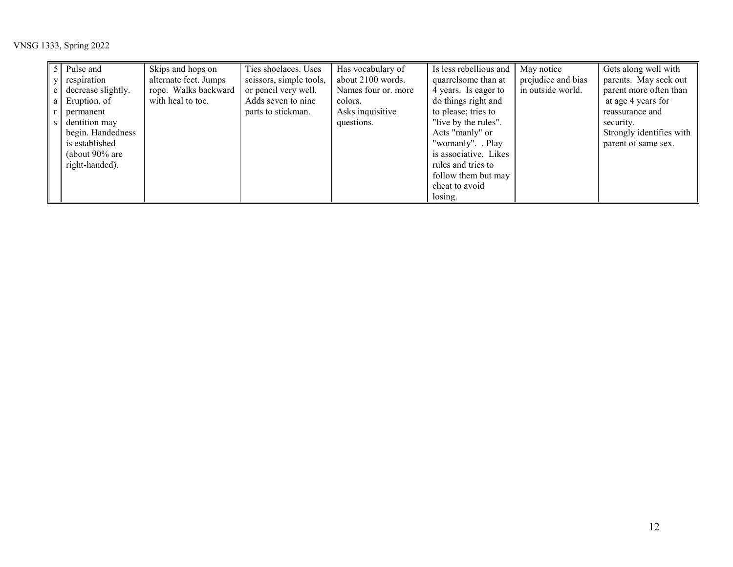| | | | | | | | |
|---|---|---|---|---|---|---|---|
| 5 years | Pulse and respiration decrease slightly. Eruption, of permanent dentition may begin. Handedness is established (about 90% are right-handed). | Skips and hops on alternate feet. Jumps rope. Walks backward with heal to toe. | Ties shoelaces. Uses scissors, simple tools, or pencil very well. Adds seven to nine parts to stickman. | Has vocabulary of about 2100 words. Names four or. more colors. Asks inquisitive questions. | Is less rebellious and quarrelsome than at 4 years. Is eager to do things right and to please; tries to "live by the rules". Acts "manly" or "womanly". . Play is associative. Likes rules and tries to follow them but may cheat to avoid losing. | May notice prejudice and bias in outside world. | Gets along well with parents. May seek out parent more often than at age 4 years for reassurance and security. Strongly identifies with parent of same sex. |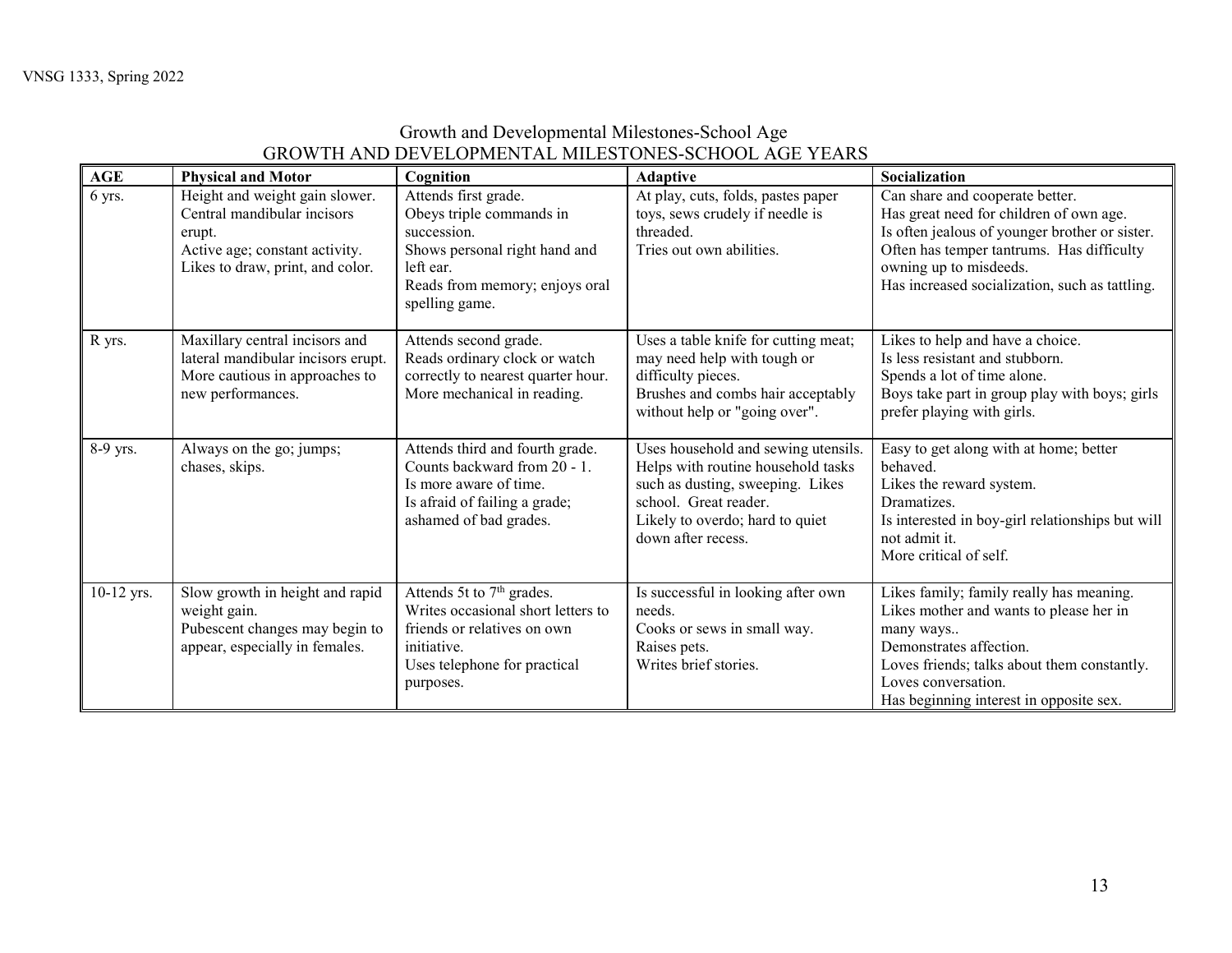Growth and Developmental Milestones-School Age

GROWTH AND DEVELOPMENTAL MILESTONES-SCHOOL AGE YEARS

| AGE | Physical and Motor | Cognition | Adaptive | Socialization |
|---|---|---|---|---|
| 6 yrs. | Height and weight gain slower. Central mandibular incisors erupt. Active age; constant activity. Likes to draw, print, and color. | Attends first grade. Obeys triple commands in succession. Shows personal right hand and left ear. Reads from memory; enjoys oral spelling game. | At play, cuts, folds, pastes paper toys, sews crudely if needle is threaded. Tries out own abilities. | Can share and cooperate better. Has great need for children of own age. Is often jealous of younger brother or sister. Often has temper tantrums. Has difficulty owning up to misdeeds. Has increased socialization, such as tattling. |
| R yrs. | Maxillary central incisors and lateral mandibular incisors erupt. More cautious in approaches to new performances. | Attends second grade. Reads ordinary clock or watch correctly to nearest quarter hour. More mechanical in reading. | Uses a table knife for cutting meat; may need help with tough or difficulty pieces. Brushes and combs hair acceptably without help or "going over". | Likes to help and have a choice. Is less resistant and stubborn. Spends a lot of time alone. Boys take part in group play with boys; girls prefer playing with girls. |
| 8-9 yrs. | Always on the go; jumps; chases, skips. | Attends third and fourth grade. Counts backward from 20 - 1. Is more aware of time. Is afraid of failing a grade; ashamed of bad grades. | Uses household and sewing utensils. Helps with routine household tasks such as dusting, sweeping. Likes school. Great reader. Likely to overdo; hard to quiet down after recess. | Easy to get along with at home; better behaved. Likes the reward system. Dramatizes. Is interested in boy-girl relationships but will not admit it. More critical of self. |
| 10-12 yrs. | Slow growth in height and rapid weight gain. Pubescent changes may begin to appear, especially in females. | Attends 5t to 7th grades. Writes occasional short letters to friends or relatives on own initiative. Uses telephone for practical purposes. | Is successful in looking after own needs. Cooks or sews in small way. Raises pets. Writes brief stories. | Likes family; family really has meaning. Likes mother and wants to please her in many ways.. Demonstrates affection. Loves friends; talks about them constantly. Loves conversation. Has beginning interest in opposite sex. |